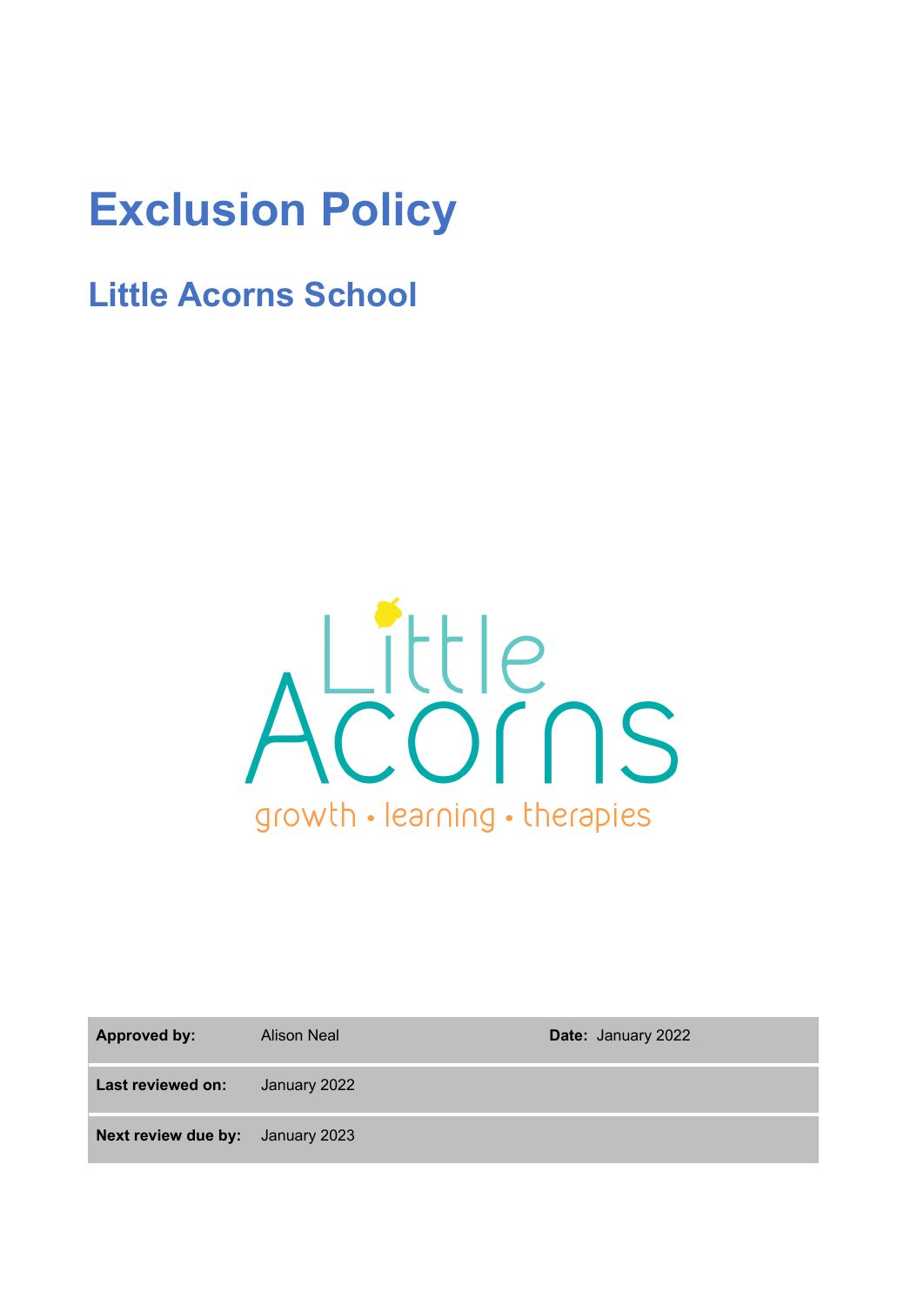# Exclusion Policy

## Little Acorns School

| | | |
|---|---|---|
| **Approved by:** | Alison Neal | **Date:** January 2022 |
| **Last reviewed on:** | January 2022 | |
| **Next review due by:** | January 2023 | |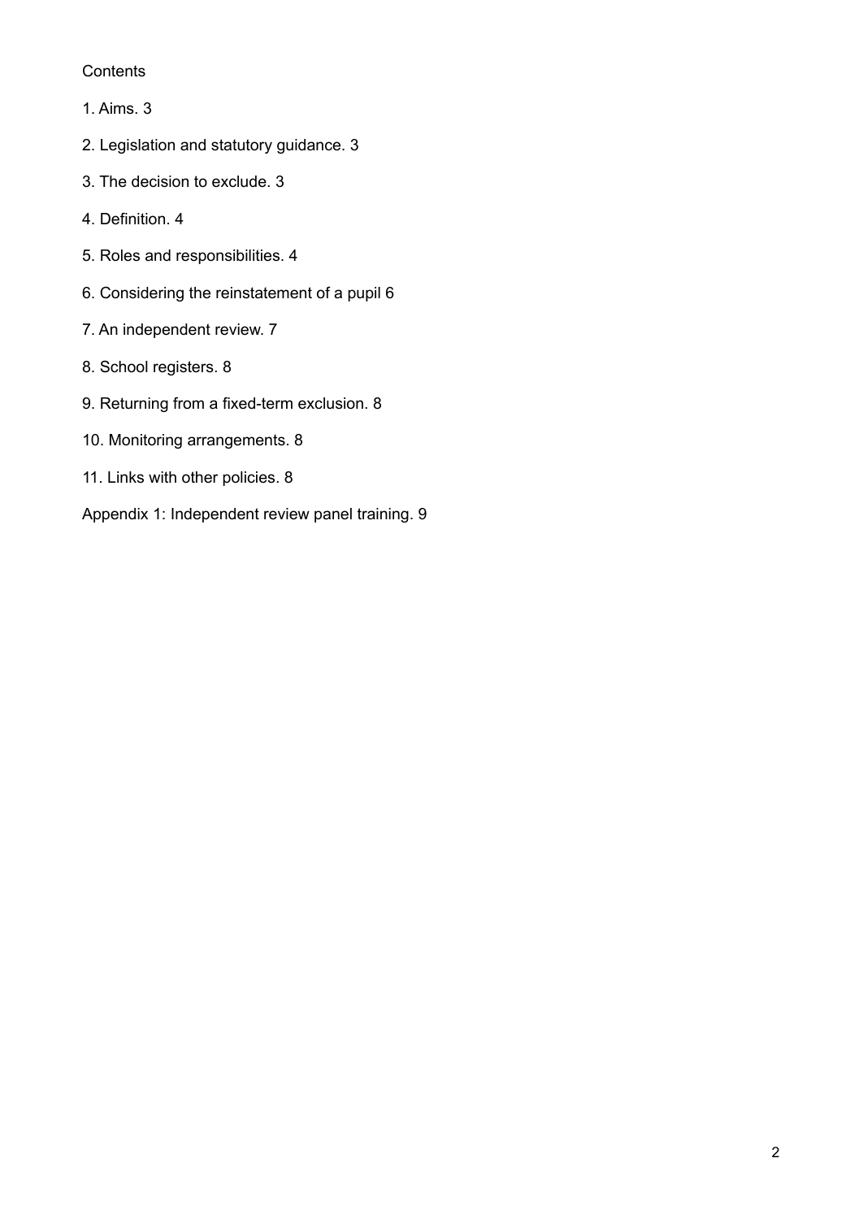Contents

1. Aims. 3

2. Legislation and statutory guidance. 3

3. The decision to exclude. 3

4. Definition. 4

5. Roles and responsibilities. 4

6. Considering the reinstatement of a pupil 6

7. An independent review. 7

8. School registers. 8

9. Returning from a fixed-term exclusion. 8

10. Monitoring arrangements. 8

11. Links with other policies. 8

Appendix 1: Independent review panel training. 9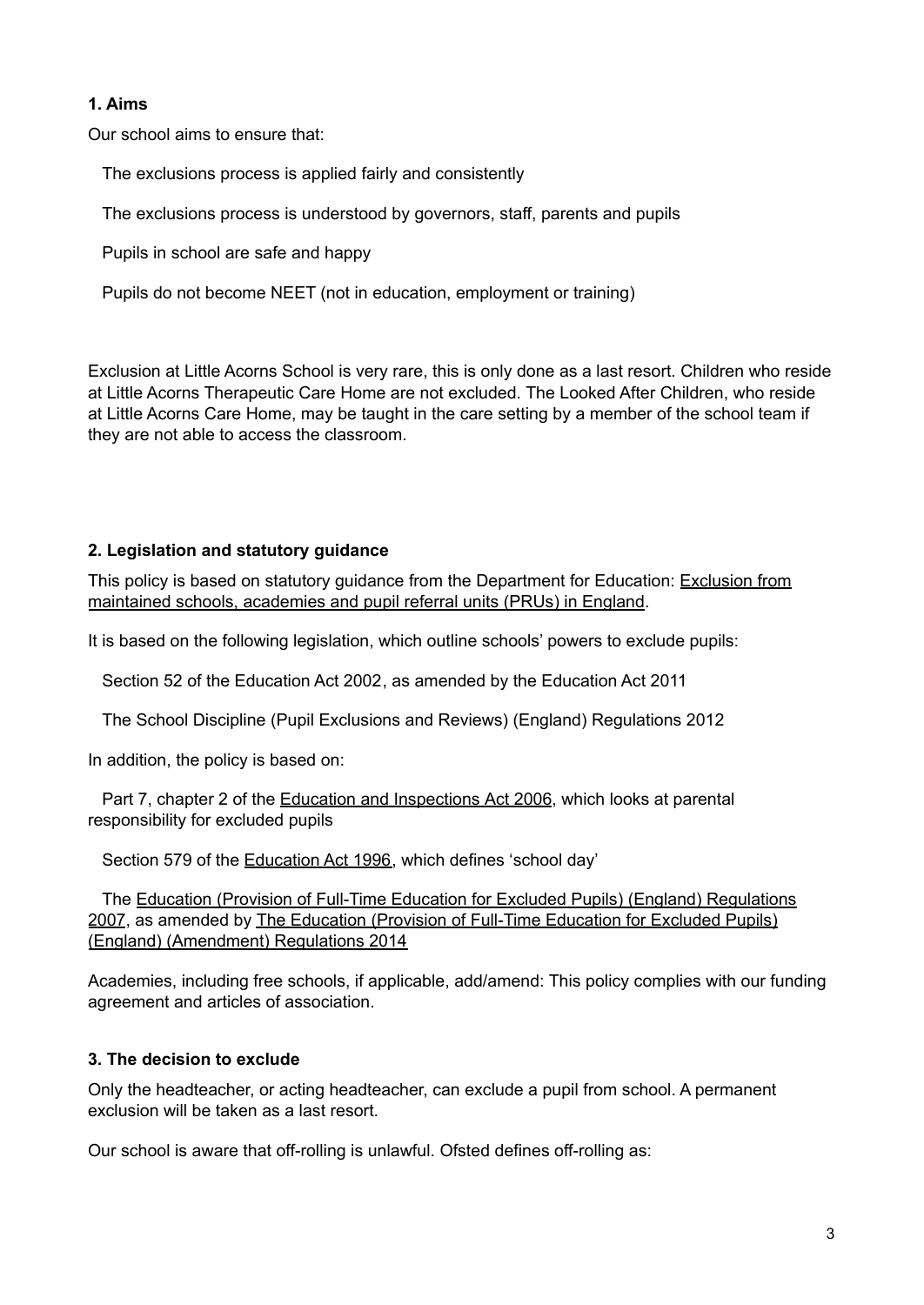### 1. Aims

Our school aims to ensure that:

- The exclusions process is applied fairly and consistently
- The exclusions process is understood by governors, staff, parents and pupils
- Pupils in school are safe and happy
- Pupils do not become NEET (not in education, employment or training)

Exclusion at Little Acorns School is very rare, this is only done as a last resort. Children who reside at Little Acorns Therapeutic Care Home are not excluded. The Looked After Children, who reside at Little Acorns Care Home, may be taught in the care setting by a member of the school team if they are not able to access the classroom.

### 2. Legislation and statutory guidance

This policy is based on statutory guidance from the Department for Education: Exclusion from maintained schools, academies and pupil referral units (PRUs) in England.

It is based on the following legislation, which outline schools' powers to exclude pupils:

- Section 52 of the Education Act 2002, as amended by the Education Act 2011
- The School Discipline (Pupil Exclusions and Reviews) (England) Regulations 2012

In addition, the policy is based on:

- Part 7, chapter 2 of the Education and Inspections Act 2006, which looks at parental responsibility for excluded pupils
- Section 579 of the Education Act 1996, which defines 'school day'
- The Education (Provision of Full-Time Education for Excluded Pupils) (England) Regulations 2007, as amended by The Education (Provision of Full-Time Education for Excluded Pupils) (England) (Amendment) Regulations 2014

Academies, including free schools, if applicable, add/amend: This policy complies with our funding agreement and articles of association.

### 3. The decision to exclude

Only the headteacher, or acting headteacher, can exclude a pupil from school. A permanent exclusion will be taken as a last resort.

Our school is aware that off-rolling is unlawful. Ofsted defines off-rolling as: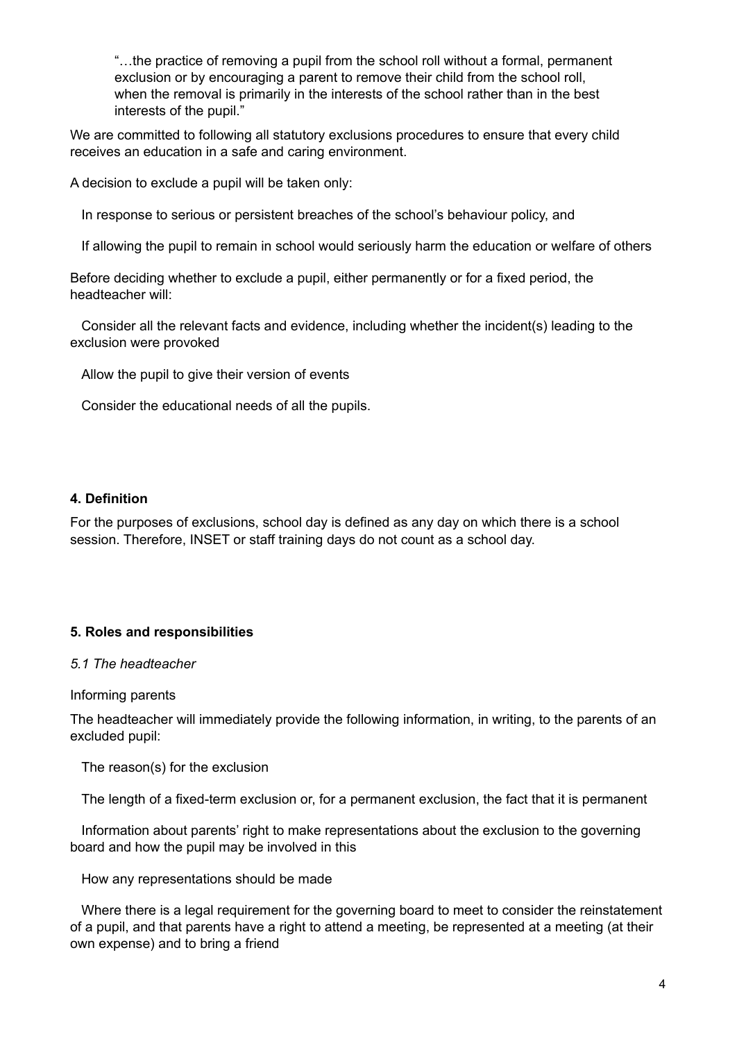> "…the practice of removing a pupil from the school roll without a formal, permanent exclusion or by encouraging a parent to remove their child from the school roll, when the removal is primarily in the interests of the school rather than in the best interests of the pupil."

We are committed to following all statutory exclusions procedures to ensure that every child receives an education in a safe and caring environment.

A decision to exclude a pupil will be taken only:

- In response to serious or persistent breaches of the school's behaviour policy, and
- If allowing the pupil to remain in school would seriously harm the education or welfare of others

Before deciding whether to exclude a pupil, either permanently or for a fixed period, the headteacher will:

- Consider all the relevant facts and evidence, including whether the incident(s) leading to the exclusion were provoked
- Allow the pupil to give their version of events
- Consider the educational needs of all the pupils.

**4. Definition**

For the purposes of exclusions, school day is defined as any day on which there is a school session. Therefore, INSET or staff training days do not count as a school day.

**5. Roles and responsibilities**

*5.1 The headteacher*

Informing parents

The headteacher will immediately provide the following information, in writing, to the parents of an excluded pupil:

- The reason(s) for the exclusion
- The length of a fixed-term exclusion or, for a permanent exclusion, the fact that it is permanent
- Information about parents' right to make representations about the exclusion to the governing board and how the pupil may be involved in this
- How any representations should be made
- Where there is a legal requirement for the governing board to meet to consider the reinstatement of a pupil, and that parents have a right to attend a meeting, be represented at a meeting (at their own expense) and to bring a friend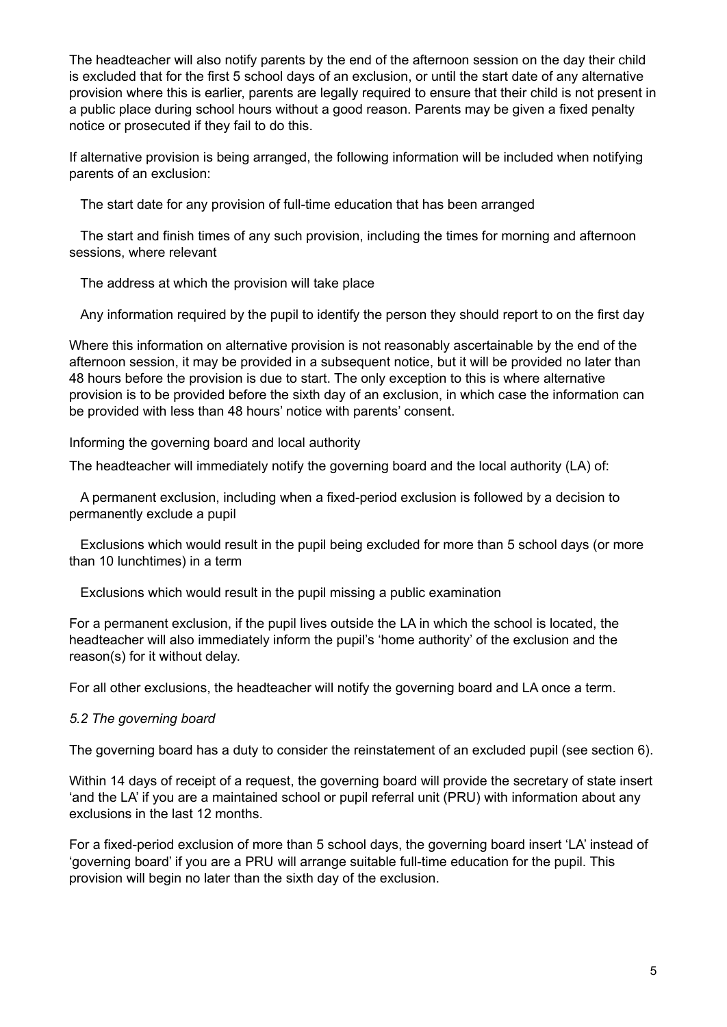The headteacher will also notify parents by the end of the afternoon session on the day their child is excluded that for the first 5 school days of an exclusion, or until the start date of any alternative provision where this is earlier, parents are legally required to ensure that their child is not present in a public place during school hours without a good reason. Parents may be given a fixed penalty notice or prosecuted if they fail to do this.

If alternative provision is being arranged, the following information will be included when notifying parents of an exclusion:

- The start date for any provision of full-time education that has been arranged
- The start and finish times of any such provision, including the times for morning and afternoon sessions, where relevant
- The address at which the provision will take place
- Any information required by the pupil to identify the person they should report to on the first day

Where this information on alternative provision is not reasonably ascertainable by the end of the afternoon session, it may be provided in a subsequent notice, but it will be provided no later than 48 hours before the provision is due to start. The only exception to this is where alternative provision is to be provided before the sixth day of an exclusion, in which case the information can be provided with less than 48 hours' notice with parents' consent.

Informing the governing board and local authority

The headteacher will immediately notify the governing board and the local authority (LA) of:

- A permanent exclusion, including when a fixed-period exclusion is followed by a decision to permanently exclude a pupil
- Exclusions which would result in the pupil being excluded for more than 5 school days (or more than 10 lunchtimes) in a term
- Exclusions which would result in the pupil missing a public examination

For a permanent exclusion, if the pupil lives outside the LA in which the school is located, the headteacher will also immediately inform the pupil's 'home authority' of the exclusion and the reason(s) for it without delay.

For all other exclusions, the headteacher will notify the governing board and LA once a term.

*5.2 The governing board*

The governing board has a duty to consider the reinstatement of an excluded pupil (see section 6).

Within 14 days of receipt of a request, the governing board will provide the secretary of state insert 'and the LA' if you are a maintained school or pupil referral unit (PRU) with information about any exclusions in the last 12 months.

For a fixed-period exclusion of more than 5 school days, the governing board insert 'LA' instead of 'governing board' if you are a PRU will arrange suitable full-time education for the pupil. This provision will begin no later than the sixth day of the exclusion.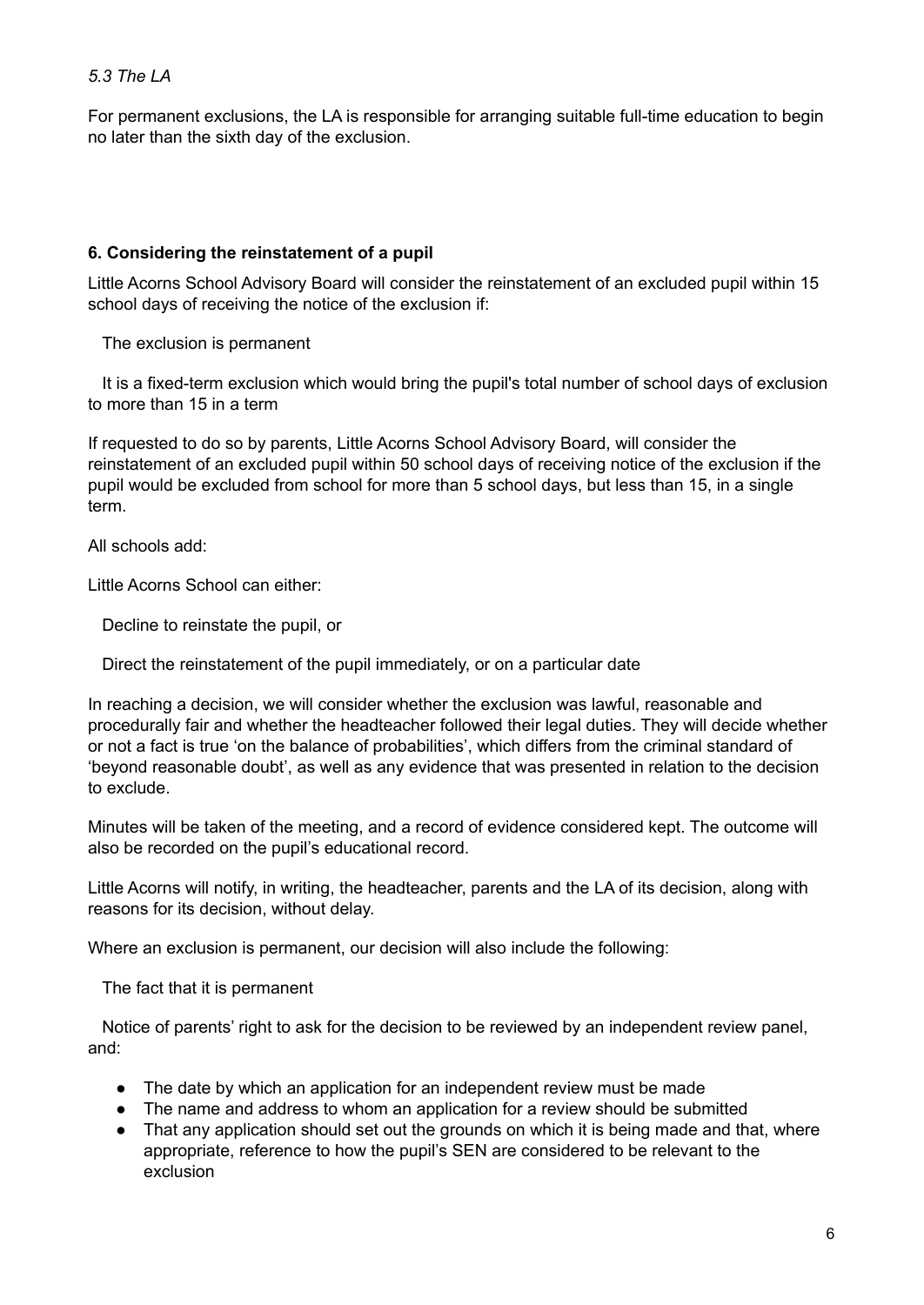*5.3 The LA*

For permanent exclusions, the LA is responsible for arranging suitable full-time education to begin no later than the sixth day of the exclusion.

## 6. Considering the reinstatement of a pupil

Little Acorns School Advisory Board will consider the reinstatement of an excluded pupil within 15 school days of receiving the notice of the exclusion if:

- The exclusion is permanent
- It is a fixed-term exclusion which would bring the pupil's total number of school days of exclusion to more than 15 in a term

If requested to do so by parents, Little Acorns School Advisory Board, will consider the reinstatement of an excluded pupil within 50 school days of receiving notice of the exclusion if the pupil would be excluded from school for more than 5 school days, but less than 15, in a single term.

All schools add:

Little Acorns School can either:

- Decline to reinstate the pupil, or
- Direct the reinstatement of the pupil immediately, or on a particular date

In reaching a decision, we will consider whether the exclusion was lawful, reasonable and procedurally fair and whether the headteacher followed their legal duties. They will decide whether or not a fact is true 'on the balance of probabilities', which differs from the criminal standard of 'beyond reasonable doubt', as well as any evidence that was presented in relation to the decision to exclude.

Minutes will be taken of the meeting, and a record of evidence considered kept. The outcome will also be recorded on the pupil's educational record.

Little Acorns will notify, in writing, the headteacher, parents and the LA of its decision, along with reasons for its decision, without delay.

Where an exclusion is permanent, our decision will also include the following:

- The fact that it is permanent
- Notice of parents' right to ask for the decision to be reviewed by an independent review panel, and:
  - The date by which an application for an independent review must be made
  - The name and address to whom an application for a review should be submitted
  - That any application should set out the grounds on which it is being made and that, where appropriate, reference to how the pupil's SEN are considered to be relevant to the exclusion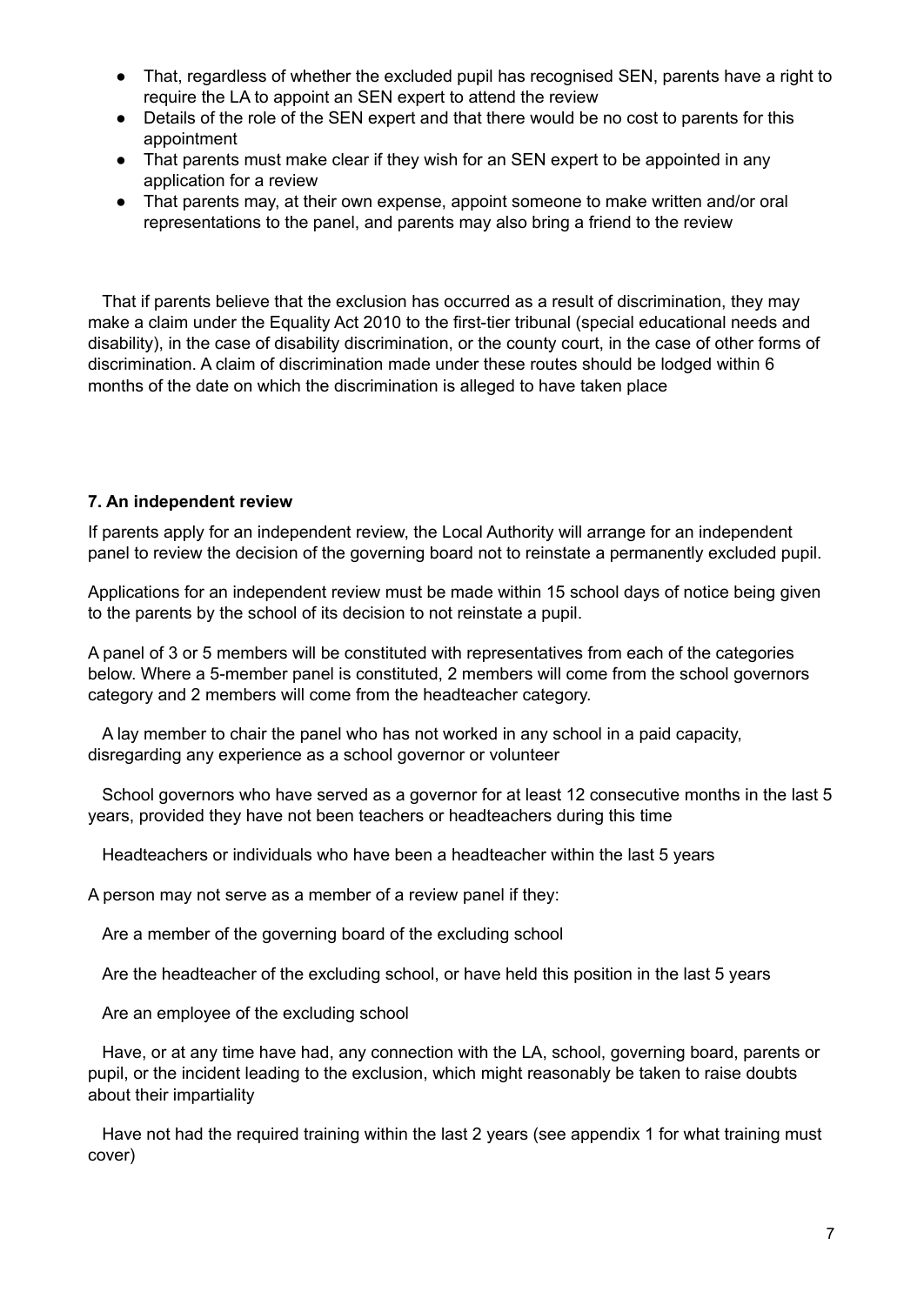- That, regardless of whether the excluded pupil has recognised SEN, parents have a right to require the LA to appoint an SEN expert to attend the review
- Details of the role of the SEN expert and that there would be no cost to parents for this appointment
- That parents must make clear if they wish for an SEN expert to be appointed in any application for a review
- That parents may, at their own expense, appoint someone to make written and/or oral representations to the panel, and parents may also bring a friend to the review

That if parents believe that the exclusion has occurred as a result of discrimination, they may make a claim under the Equality Act 2010 to the first-tier tribunal (special educational needs and disability), in the case of disability discrimination, or the county court, in the case of other forms of discrimination. A claim of discrimination made under these routes should be lodged within 6 months of the date on which the discrimination is alleged to have taken place

**7. An independent review**

If parents apply for an independent review, the Local Authority will arrange for an independent panel to review the decision of the governing board not to reinstate a permanently excluded pupil.

Applications for an independent review must be made within 15 school days of notice being given to the parents by the school of its decision to not reinstate a pupil.

A panel of 3 or 5 members will be constituted with representatives from each of the categories below. Where a 5-member panel is constituted, 2 members will come from the school governors category and 2 members will come from the headteacher category.

A lay member to chair the panel who has not worked in any school in a paid capacity, disregarding any experience as a school governor or volunteer

School governors who have served as a governor for at least 12 consecutive months in the last 5 years, provided they have not been teachers or headteachers during this time

Headteachers or individuals who have been a headteacher within the last 5 years

A person may not serve as a member of a review panel if they:

Are a member of the governing board of the excluding school

Are the headteacher of the excluding school, or have held this position in the last 5 years

Are an employee of the excluding school

Have, or at any time have had, any connection with the LA, school, governing board, parents or pupil, or the incident leading to the exclusion, which might reasonably be taken to raise doubts about their impartiality

Have not had the required training within the last 2 years (see appendix 1 for what training must cover)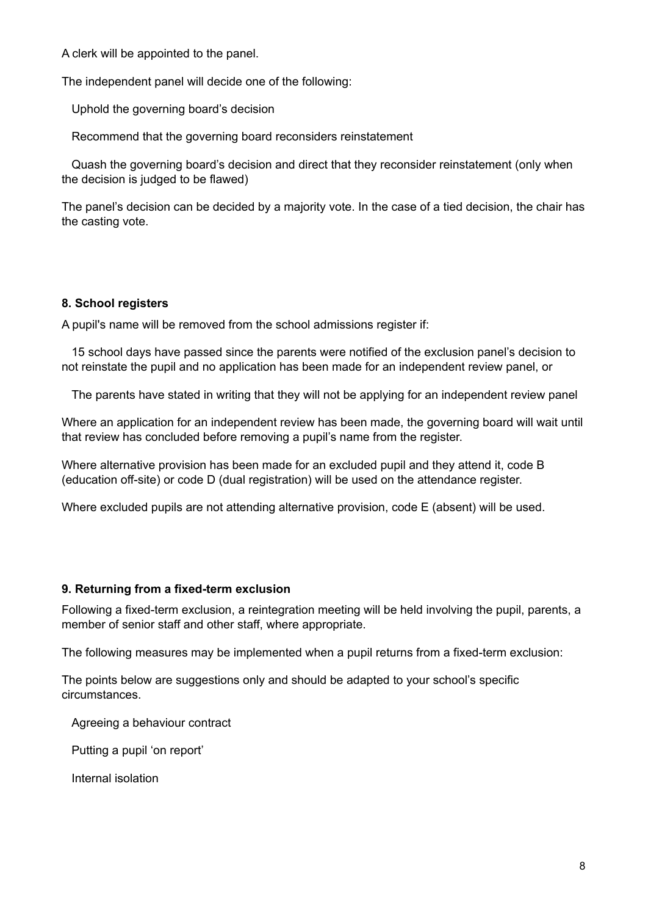A clerk will be appointed to the panel.

The independent panel will decide one of the following:

- Uphold the governing board's decision
- Recommend that the governing board reconsiders reinstatement
- Quash the governing board's decision and direct that they reconsider reinstatement (only when the decision is judged to be flawed)

The panel's decision can be decided by a majority vote. In the case of a tied decision, the chair has the casting vote.

**8. School registers**

A pupil's name will be removed from the school admissions register if:

- 15 school days have passed since the parents were notified of the exclusion panel's decision to not reinstate the pupil and no application has been made for an independent review panel, or
- The parents have stated in writing that they will not be applying for an independent review panel

Where an application for an independent review has been made, the governing board will wait until that review has concluded before removing a pupil's name from the register.

Where alternative provision has been made for an excluded pupil and they attend it, code B (education off-site) or code D (dual registration) will be used on the attendance register.

Where excluded pupils are not attending alternative provision, code E (absent) will be used.

**9. Returning from a fixed-term exclusion**

Following a fixed-term exclusion, a reintegration meeting will be held involving the pupil, parents, a member of senior staff and other staff, where appropriate.

The following measures may be implemented when a pupil returns from a fixed-term exclusion:

The points below are suggestions only and should be adapted to your school's specific circumstances.

- Agreeing a behaviour contract
- Putting a pupil 'on report'
- Internal isolation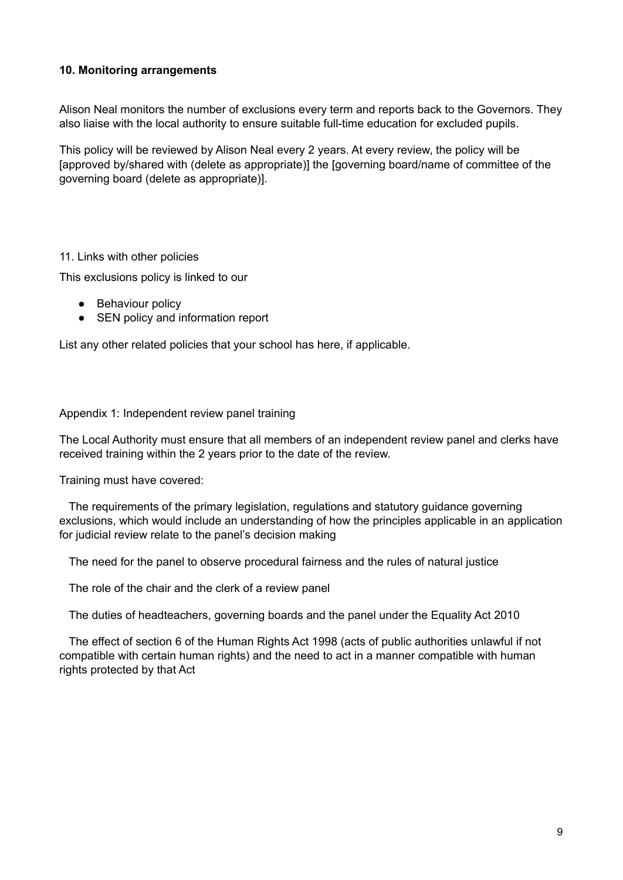## 10. Monitoring arrangements

Alison Neal monitors the number of exclusions every term and reports back to the Governors. They also liaise with the local authority to ensure suitable full-time education for excluded pupils.

This policy will be reviewed by Alison Neal every 2 years. At every review, the policy will be [approved by/shared with (delete as appropriate)] the [governing board/name of committee of the governing board (delete as appropriate)].

## 11. Links with other policies

This exclusions policy is linked to our

- Behaviour policy
- SEN policy and information report

List any other related policies that your school has here, if applicable.

## Appendix 1: Independent review panel training

The Local Authority must ensure that all members of an independent review panel and clerks have received training within the 2 years prior to the date of the review.

Training must have covered:

The requirements of the primary legislation, regulations and statutory guidance governing exclusions, which would include an understanding of how the principles applicable in an application for judicial review relate to the panel's decision making

The need for the panel to observe procedural fairness and the rules of natural justice

The role of the chair and the clerk of a review panel

The duties of headteachers, governing boards and the panel under the Equality Act 2010

The effect of section 6 of the Human Rights Act 1998 (acts of public authorities unlawful if not compatible with certain human rights) and the need to act in a manner compatible with human rights protected by that Act